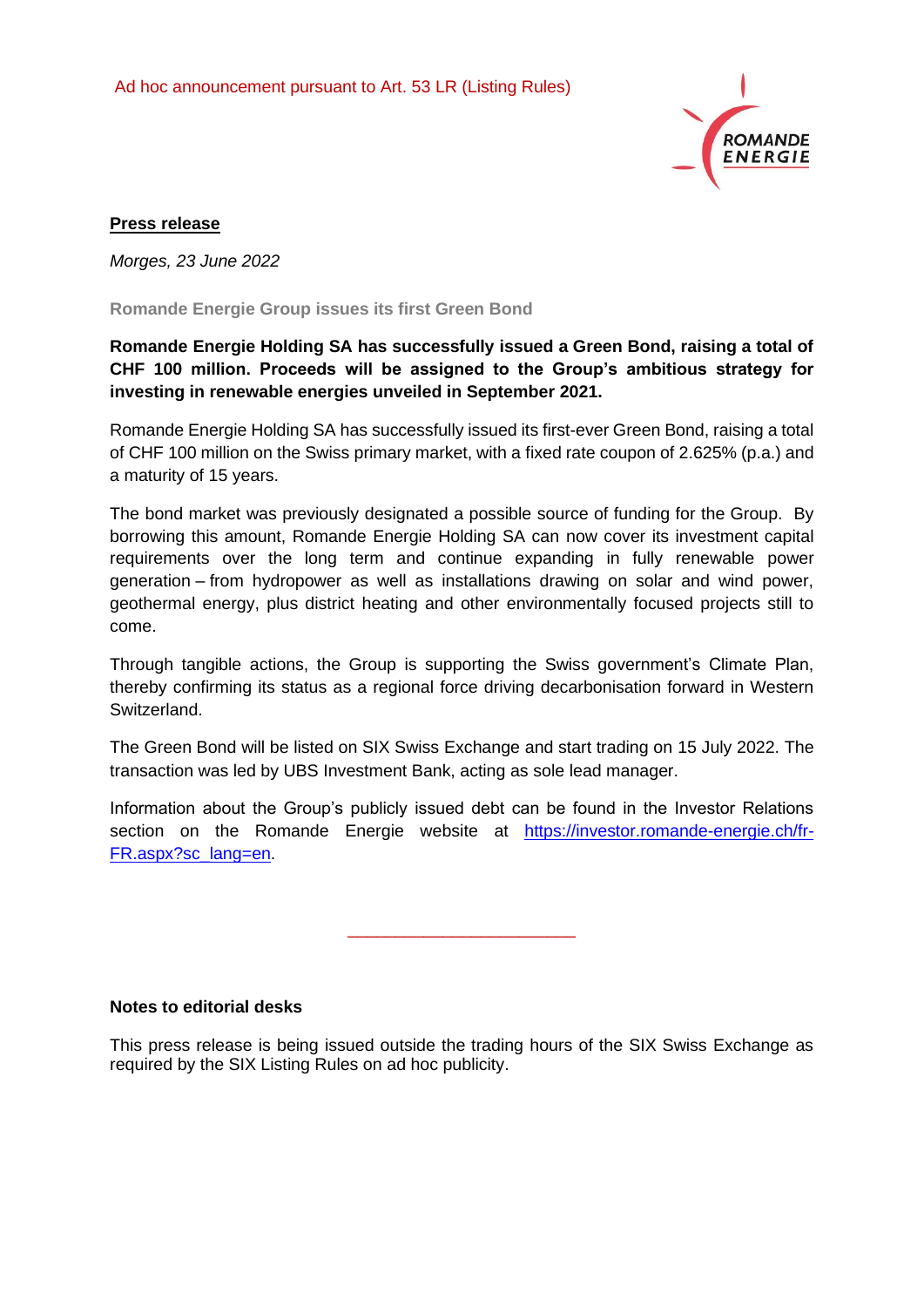Ad hoc announcement pursuant to Art. 53 LR (Listing Rules)

**Press release**

*Morges, 23 June 2022*

**Romande Energie Group issues its first Green Bond**

**Romande Energie Holding SA has successfully issued a Green Bond, raising a total of CHF 100 million. Proceeds will be assigned to the Group's ambitious strategy for investing in renewable energies unveiled in September 2021.**

Romande Energie Holding SA has successfully issued its first-ever Green Bond, raising a total of CHF 100 million on the Swiss primary market, with a fixed rate coupon of 2.625% (p.a.) and a maturity of 15 years.

The bond market was previously designated a possible source of funding for the Group. By borrowing this amount, Romande Energie Holding SA can now cover its investment capital requirements over the long term and continue expanding in fully renewable power generation – from hydropower as well as installations drawing on solar and wind power, geothermal energy, plus district heating and other environmentally focused projects still to come.

Through tangible actions, the Group is supporting the Swiss government's Climate Plan, thereby confirming its status as a regional force driving decarbonisation forward in Western Switzerland.

The Green Bond will be listed on SIX Swiss Exchange and start trading on 15 July 2022. The transaction was led by UBS Investment Bank, acting as sole lead manager.

Information about the Group's publicly issued debt can be found in the Investor Relations section on the Romande Energie website at [https://investor.romande-energie.ch/fr-FR.aspx?sc_lang=en](https://investor.romande-energie.ch/fr-FR.aspx?sc_lang=en).

---

**Notes to editorial desks**

This press release is being issued outside the trading hours of the SIX Swiss Exchange as required by the SIX Listing Rules on ad hoc publicity.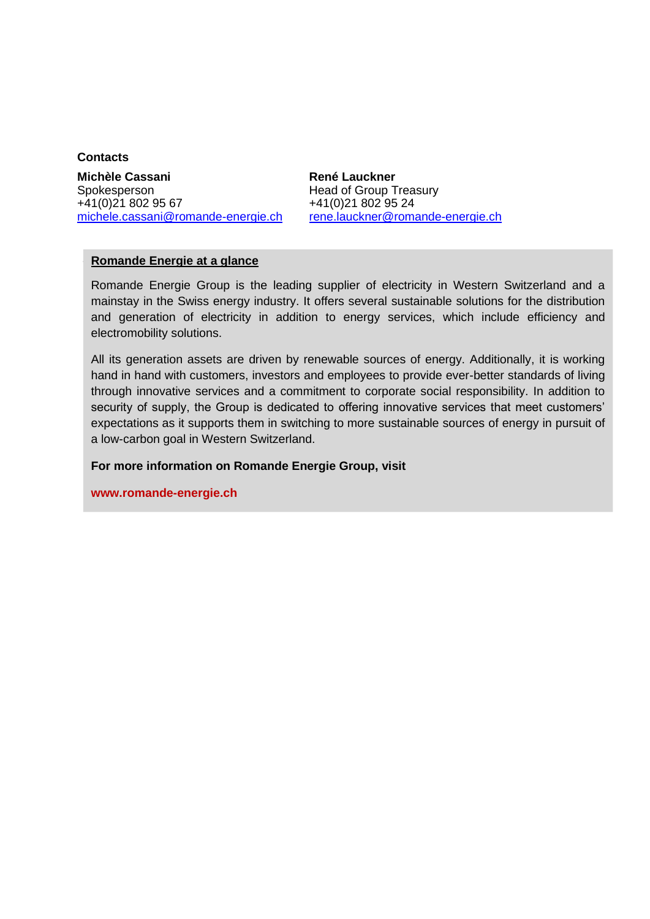**Contacts**

**Michèle Cassani**
Spokesperson
+41(0)21 802 95 67
michele.cassani@romande-energie.ch

**René Lauckner**
Head of Group Treasury
+41(0)21 802 95 24
rene.lauckner@romande-energie.ch

**Romande Energie at a glance**

Romande Energie Group is the leading supplier of electricity in Western Switzerland and a mainstay in the Swiss energy industry. It offers several sustainable solutions for the distribution and generation of electricity in addition to energy services, which include efficiency and electromobility solutions.

All its generation assets are driven by renewable sources of energy. Additionally, it is working hand in hand with customers, investors and employees to provide ever-better standards of living through innovative services and a commitment to corporate social responsibility. In addition to security of supply, the Group is dedicated to offering innovative services that meet customers' expectations as it supports them in switching to more sustainable sources of energy in pursuit of a low-carbon goal in Western Switzerland.

**For more information on Romande Energie Group, visit**

**www.romande-energie.ch**